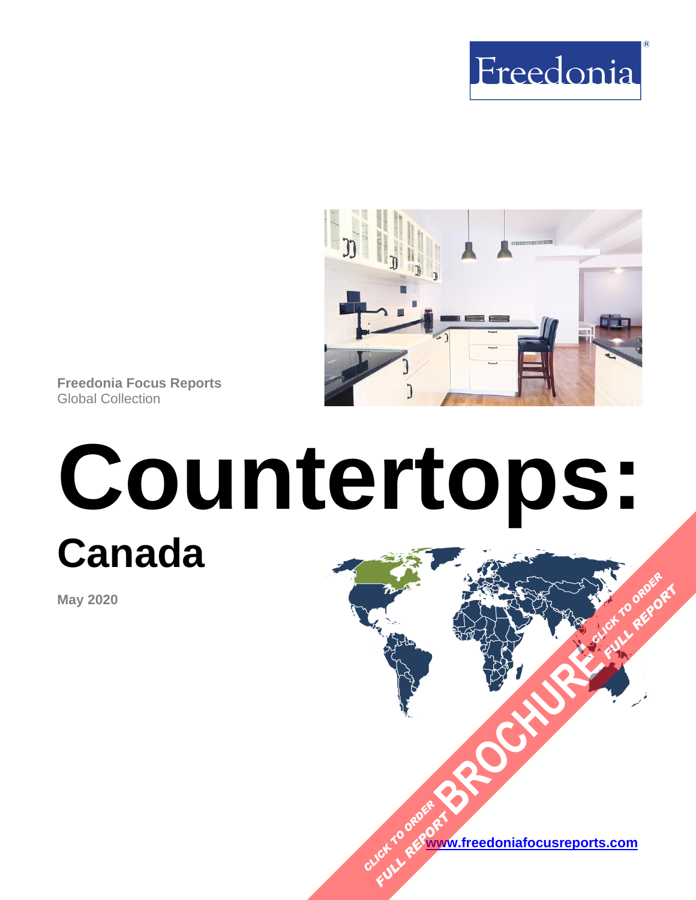Freedonia

Freedonia Focus Reports
Global Collection

# Countertops:

## Canada

**May 2020**

CLICK TO ORDER FULL REPORT BROCHURE CLICK TO ORDER FULL REPORT

[www.freedoniafocusreports.com](http://www.freedoniafocusreports.com)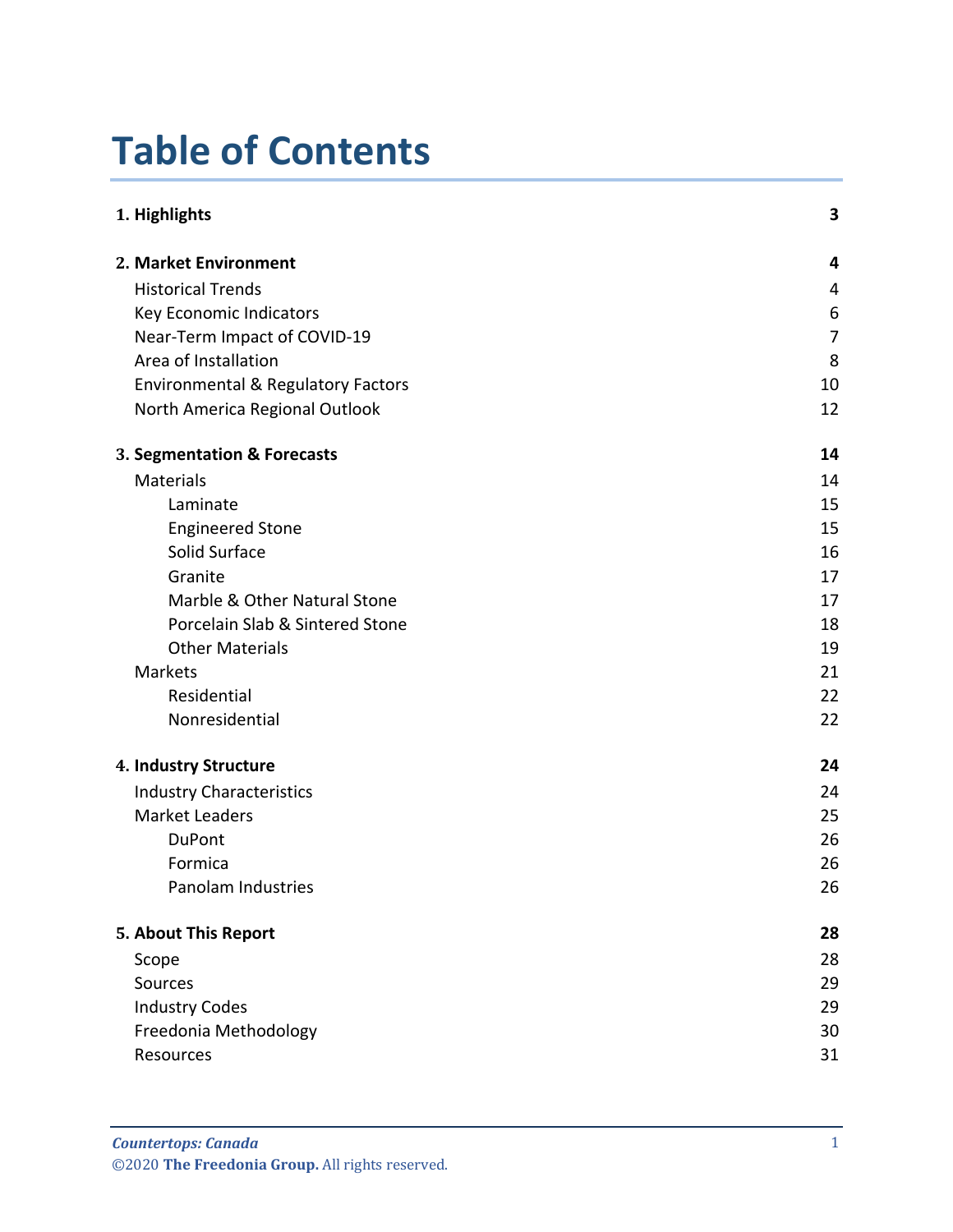# Table of Contents

| | |
|---|---|
| **1. Highlights** | **3** |
| **2. Market Environment** | **4** |
| Historical Trends | 4 |
| Key Economic Indicators | 6 |
| Near-Term Impact of COVID-19 | 7 |
| Area of Installation | 8 |
| Environmental & Regulatory Factors | 10 |
| North America Regional Outlook | 12 |
| **3. Segmentation & Forecasts** | **14** |
| Materials | 14 |
| Laminate | 15 |
| Engineered Stone | 15 |
| Solid Surface | 16 |
| Granite | 17 |
| Marble & Other Natural Stone | 17 |
| Porcelain Slab & Sintered Stone | 18 |
| Other Materials | 19 |
| Markets | 21 |
| Residential | 22 |
| Nonresidential | 22 |
| **4. Industry Structure** | **24** |
| Industry Characteristics | 24 |
| Market Leaders | 25 |
| DuPont | 26 |
| Formica | 26 |
| Panolam Industries | 26 |
| **5. About This Report** | **28** |
| Scope | 28 |
| Sources | 29 |
| Industry Codes | 29 |
| Freedonia Methodology | 30 |
| Resources | 31 |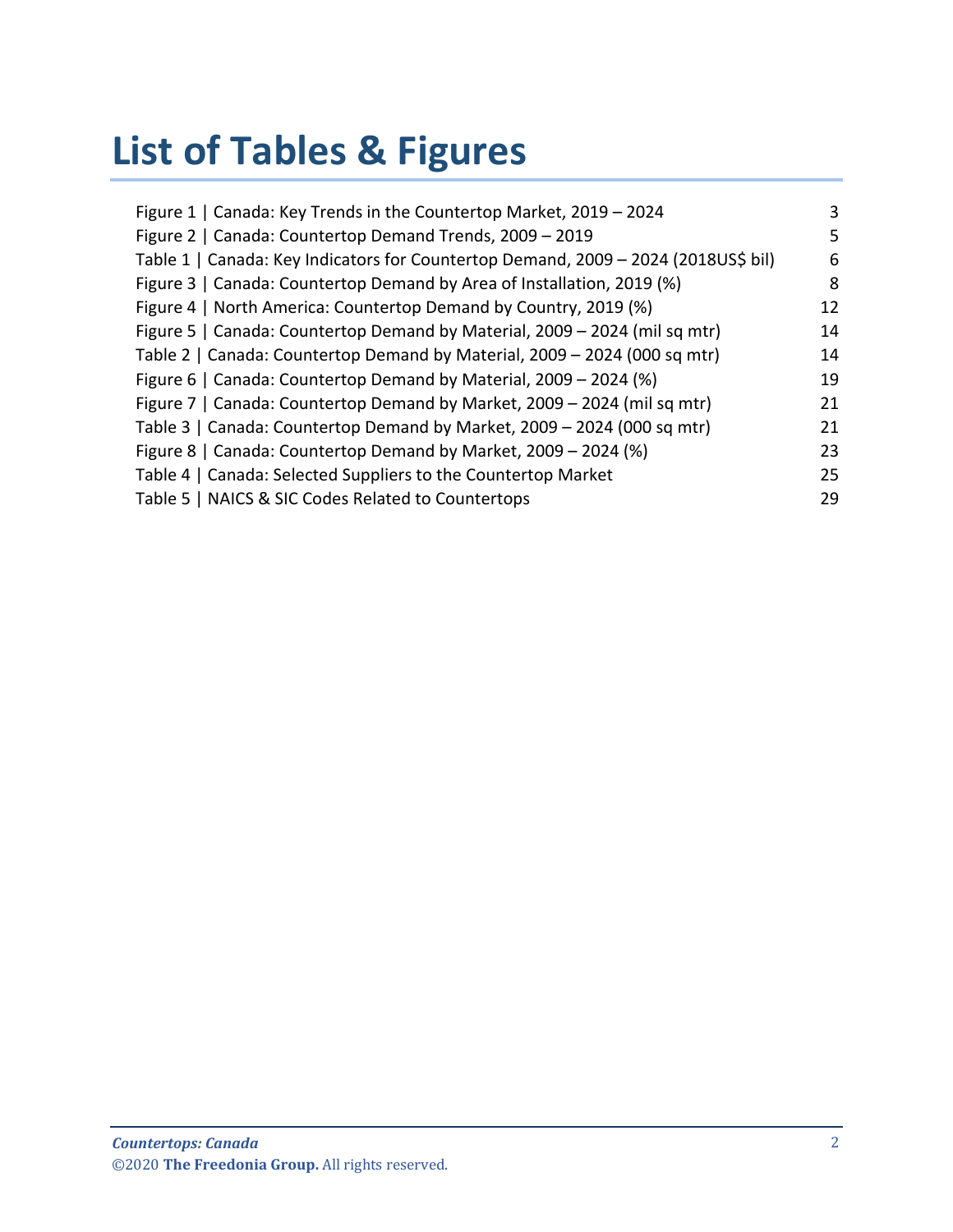# List of Tables & Figures

| | |
|---|---|
| Figure 1 \| Canada: Key Trends in the Countertop Market, 2019 – 2024 | 3 |
| Figure 2 \| Canada: Countertop Demand Trends, 2009 – 2019 | 5 |
| Table 1 \| Canada: Key Indicators for Countertop Demand, 2009 – 2024 (2018US$ bil) | 6 |
| Figure 3 \| Canada: Countertop Demand by Area of Installation, 2019 (%) | 8 |
| Figure 4 \| North America: Countertop Demand by Country, 2019 (%) | 12 |
| Figure 5 \| Canada: Countertop Demand by Material, 2009 – 2024 (mil sq mtr) | 14 |
| Table 2 \| Canada: Countertop Demand by Material, 2009 – 2024 (000 sq mtr) | 14 |
| Figure 6 \| Canada: Countertop Demand by Material, 2009 – 2024 (%) | 19 |
| Figure 7 \| Canada: Countertop Demand by Market, 2009 – 2024 (mil sq mtr) | 21 |
| Table 3 \| Canada: Countertop Demand by Market, 2009 – 2024 (000 sq mtr) | 21 |
| Figure 8 \| Canada: Countertop Demand by Market, 2009 – 2024 (%) | 23 |
| Table 4 \| Canada: Selected Suppliers to the Countertop Market | 25 |
| Table 5 \| NAICS & SIC Codes Related to Countertops | 29 |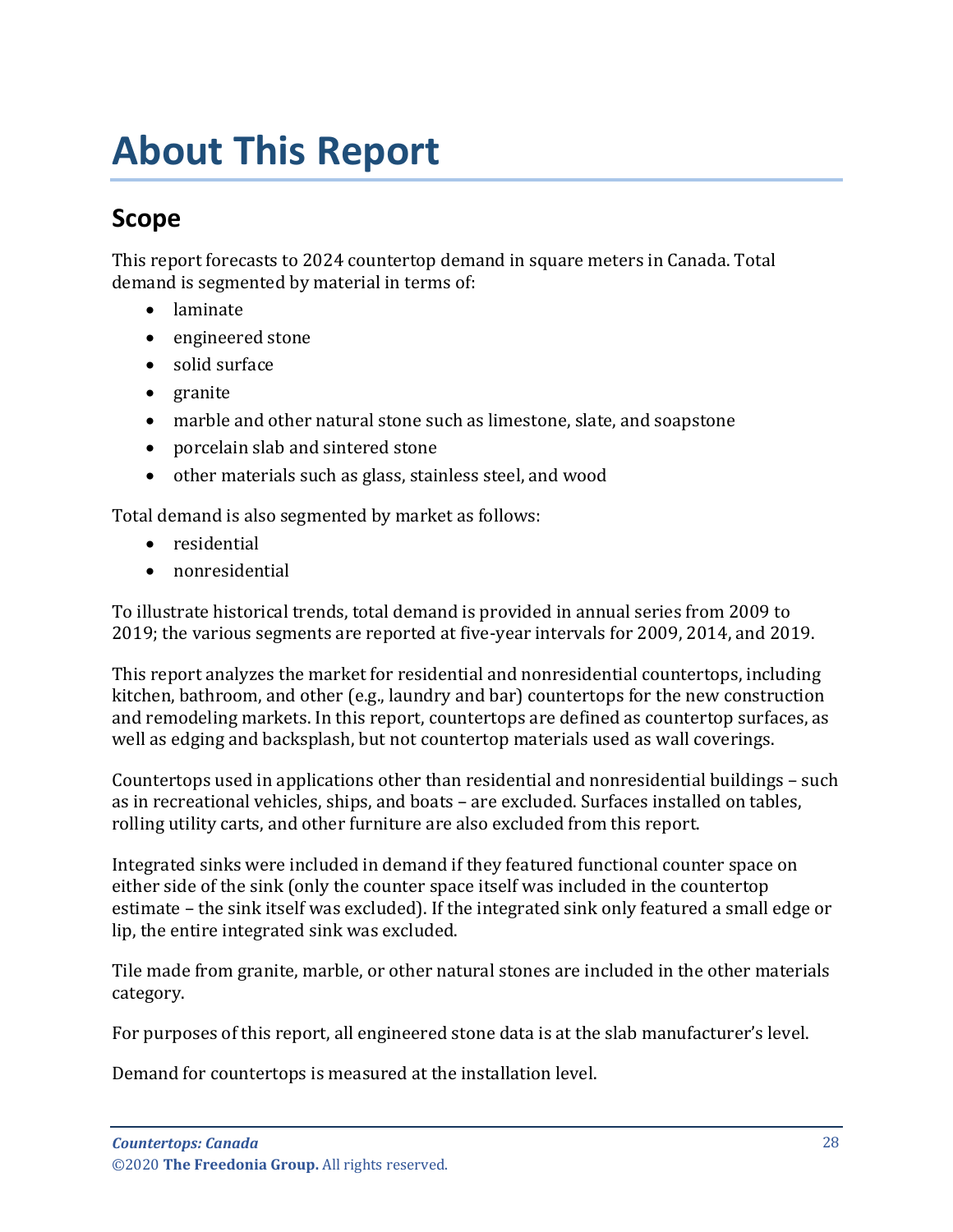# About This Report

## Scope

This report forecasts to 2024 countertop demand in square meters in Canada. Total demand is segmented by material in terms of:

- laminate
- engineered stone
- solid surface
- granite
- marble and other natural stone such as limestone, slate, and soapstone
- porcelain slab and sintered stone
- other materials such as glass, stainless steel, and wood

Total demand is also segmented by market as follows:

- residential
- nonresidential

To illustrate historical trends, total demand is provided in annual series from 2009 to 2019; the various segments are reported at five-year intervals for 2009, 2014, and 2019.

This report analyzes the market for residential and nonresidential countertops, including kitchen, bathroom, and other (e.g., laundry and bar) countertops for the new construction and remodeling markets. In this report, countertops are defined as countertop surfaces, as well as edging and backsplash, but not countertop materials used as wall coverings.

Countertops used in applications other than residential and nonresidential buildings – such as in recreational vehicles, ships, and boats – are excluded. Surfaces installed on tables, rolling utility carts, and other furniture are also excluded from this report.

Integrated sinks were included in demand if they featured functional counter space on either side of the sink (only the counter space itself was included in the countertop estimate – the sink itself was excluded). If the integrated sink only featured a small edge or lip, the entire integrated sink was excluded.

Tile made from granite, marble, or other natural stones are included in the other materials category.

For purposes of this report, all engineered stone data is at the slab manufacturer's level.

Demand for countertops is measured at the installation level.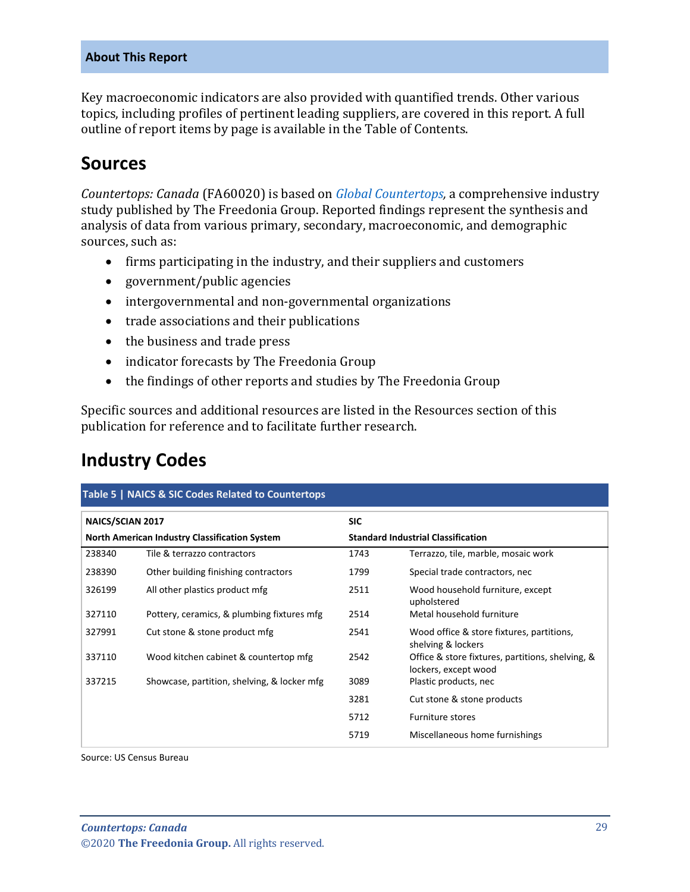**About This Report**

Key macroeconomic indicators are also provided with quantified trends. Other various topics, including profiles of pertinent leading suppliers, are covered in this report. A full outline of report items by page is available in the Table of Contents.

## Sources

*Countertops: Canada* (FA60020) is based on *Global Countertops,* a comprehensive industry study published by The Freedonia Group. Reported findings represent the synthesis and analysis of data from various primary, secondary, macroeconomic, and demographic sources, such as:

- firms participating in the industry, and their suppliers and customers
- government/public agencies
- intergovernmental and non-governmental organizations
- trade associations and their publications
- the business and trade press
- indicator forecasts by The Freedonia Group
- the findings of other reports and studies by The Freedonia Group

Specific sources and additional resources are listed in the Resources section of this publication for reference and to facilitate further research.

## Industry Codes

**Table 5 | NAICS & SIC Codes Related to Countertops**

| NAICS/SCIAN 2017 | | SIC | |
|---|---|---|---|
| **North American Industry Classification System** | | **Standard Industrial Classification** | |
| 238340 | Tile & terrazzo contractors | 1743 | Terrazzo, tile, marble, mosaic work |
| 238390 | Other building finishing contractors | 1799 | Special trade contractors, nec |
| 326199 | All other plastics product mfg | 2511 | Wood household furniture, except upholstered |
| 327110 | Pottery, ceramics, & plumbing fixtures mfg | 2514 | Metal household furniture |
| 327991 | Cut stone & stone product mfg | 2541 | Wood office & store fixtures, partitions, shelving & lockers |
| 337110 | Wood kitchen cabinet & countertop mfg | 2542 | Office & store fixtures, partitions, shelving, & lockers, except wood |
| 337215 | Showcase, partition, shelving, & locker mfg | 3089 | Plastic products, nec |
| | | 3281 | Cut stone & stone products |
| | | 5712 | Furniture stores |
| | | 5719 | Miscellaneous home furnishings |

Source: US Census Bureau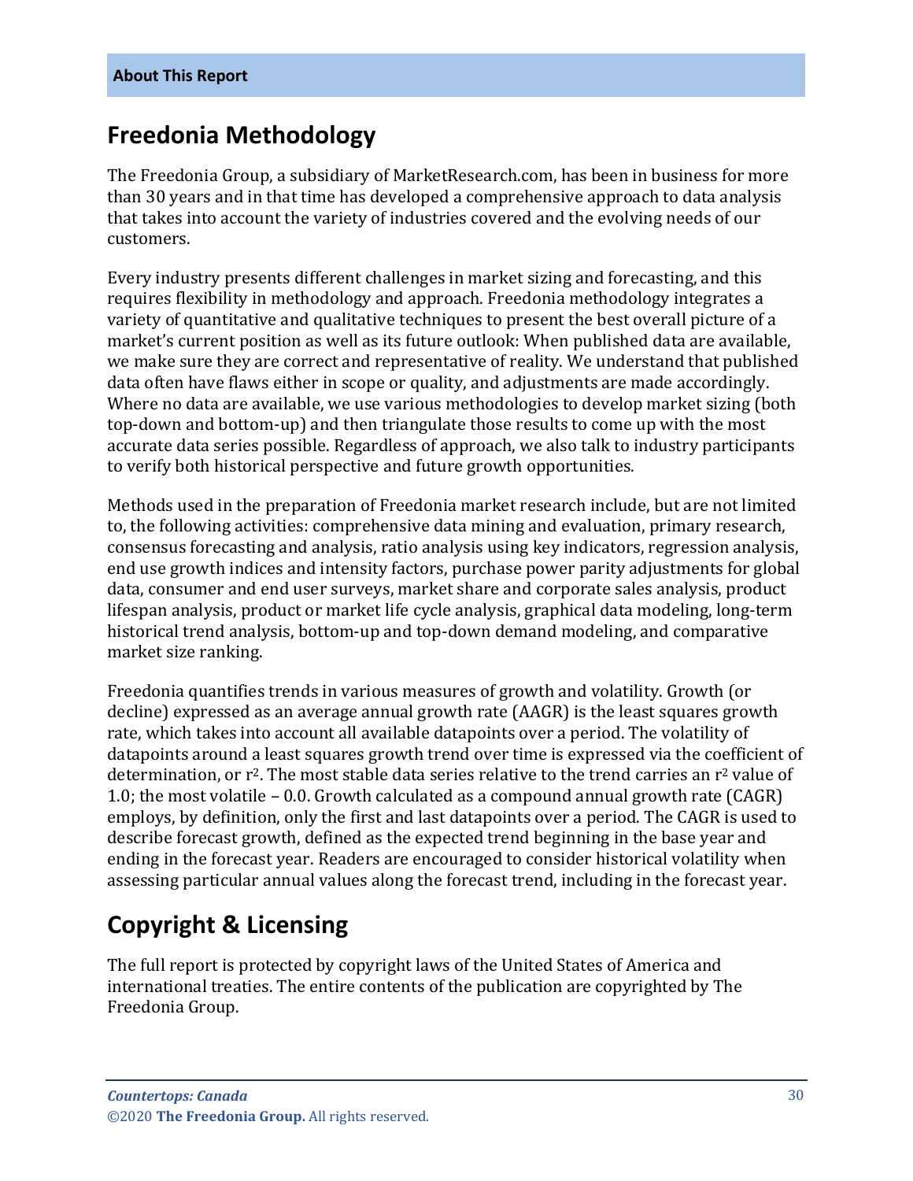**About This Report**

## Freedonia Methodology

The Freedonia Group, a subsidiary of MarketResearch.com, has been in business for more than 30 years and in that time has developed a comprehensive approach to data analysis that takes into account the variety of industries covered and the evolving needs of our customers.

Every industry presents different challenges in market sizing and forecasting, and this requires flexibility in methodology and approach. Freedonia methodology integrates a variety of quantitative and qualitative techniques to present the best overall picture of a market's current position as well as its future outlook: When published data are available, we make sure they are correct and representative of reality. We understand that published data often have flaws either in scope or quality, and adjustments are made accordingly. Where no data are available, we use various methodologies to develop market sizing (both top-down and bottom-up) and then triangulate those results to come up with the most accurate data series possible. Regardless of approach, we also talk to industry participants to verify both historical perspective and future growth opportunities.

Methods used in the preparation of Freedonia market research include, but are not limited to, the following activities: comprehensive data mining and evaluation, primary research, consensus forecasting and analysis, ratio analysis using key indicators, regression analysis, end use growth indices and intensity factors, purchase power parity adjustments for global data, consumer and end user surveys, market share and corporate sales analysis, product lifespan analysis, product or market life cycle analysis, graphical data modeling, long-term historical trend analysis, bottom-up and top-down demand modeling, and comparative market size ranking.

Freedonia quantifies trends in various measures of growth and volatility. Growth (or decline) expressed as an average annual growth rate (AAGR) is the least squares growth rate, which takes into account all available datapoints over a period. The volatility of datapoints around a least squares growth trend over time is expressed via the coefficient of determination, or $r^2$. The most stable data series relative to the trend carries an $r^2$ value of 1.0; the most volatile – 0.0. Growth calculated as a compound annual growth rate (CAGR) employs, by definition, only the first and last datapoints over a period. The CAGR is used to describe forecast growth, defined as the expected trend beginning in the base year and ending in the forecast year. Readers are encouraged to consider historical volatility when assessing particular annual values along the forecast trend, including in the forecast year.

## Copyright & Licensing

The full report is protected by copyright laws of the United States of America and international treaties. The entire contents of the publication are copyrighted by The Freedonia Group.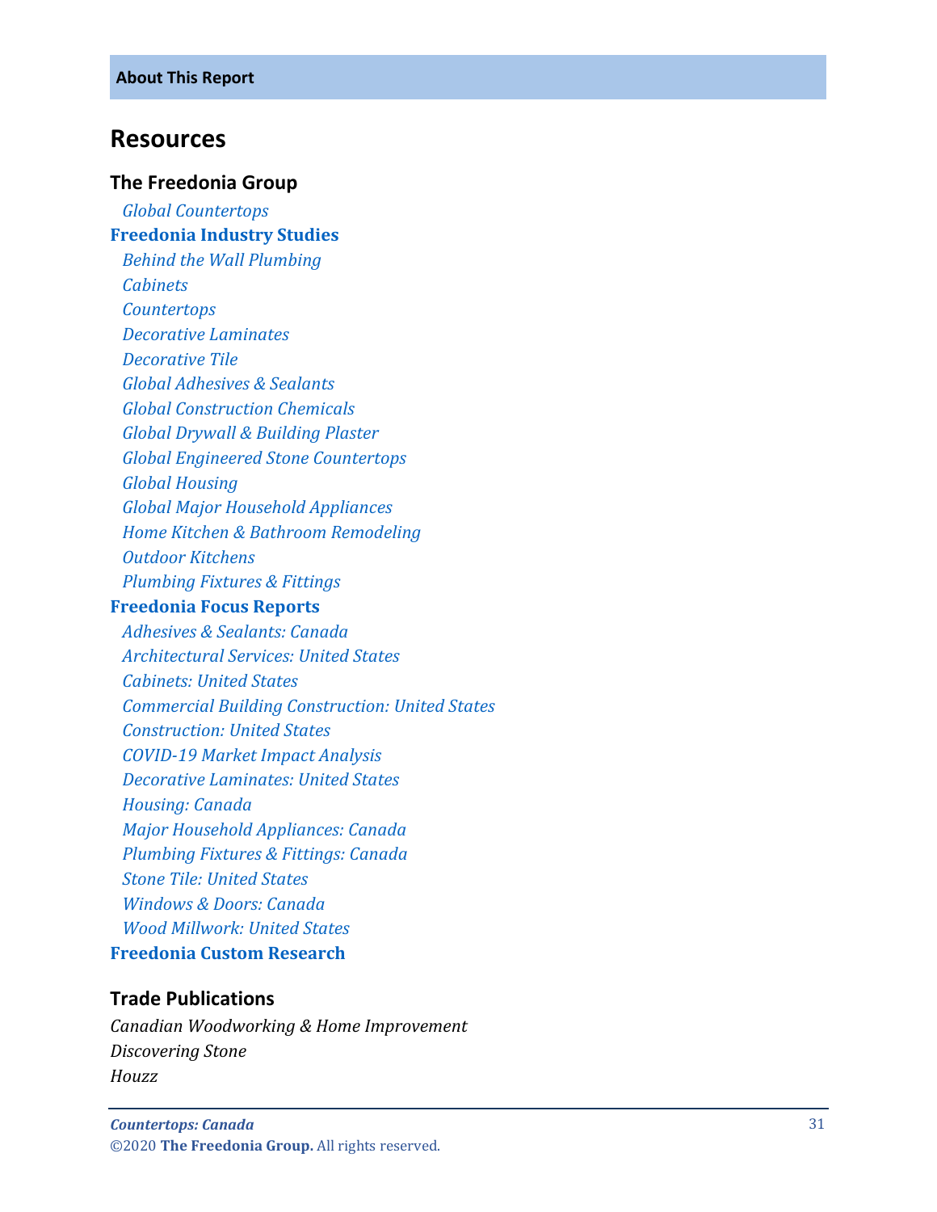**About This Report**

## Resources

### The Freedonia Group

*Global Countertops*

**Freedonia Industry Studies**

*Behind the Wall Plumbing*
*Cabinets*
*Countertops*
*Decorative Laminates*
*Decorative Tile*
*Global Adhesives & Sealants*
*Global Construction Chemicals*
*Global Drywall & Building Plaster*
*Global Engineered Stone Countertops*
*Global Housing*
*Global Major Household Appliances*
*Home Kitchen & Bathroom Remodeling*
*Outdoor Kitchens*
*Plumbing Fixtures & Fittings*

**Freedonia Focus Reports**

*Adhesives & Sealants: Canada*
*Architectural Services: United States*
*Cabinets: United States*
*Commercial Building Construction: United States*
*Construction: United States*
*COVID-19 Market Impact Analysis*
*Decorative Laminates: United States*
*Housing: Canada*
*Major Household Appliances: Canada*
*Plumbing Fixtures & Fittings: Canada*
*Stone Tile: United States*
*Windows & Doors: Canada*
*Wood Millwork: United States*

**Freedonia Custom Research**

### Trade Publications

*Canadian Woodworking & Home Improvement*
*Discovering Stone*
*Houzz*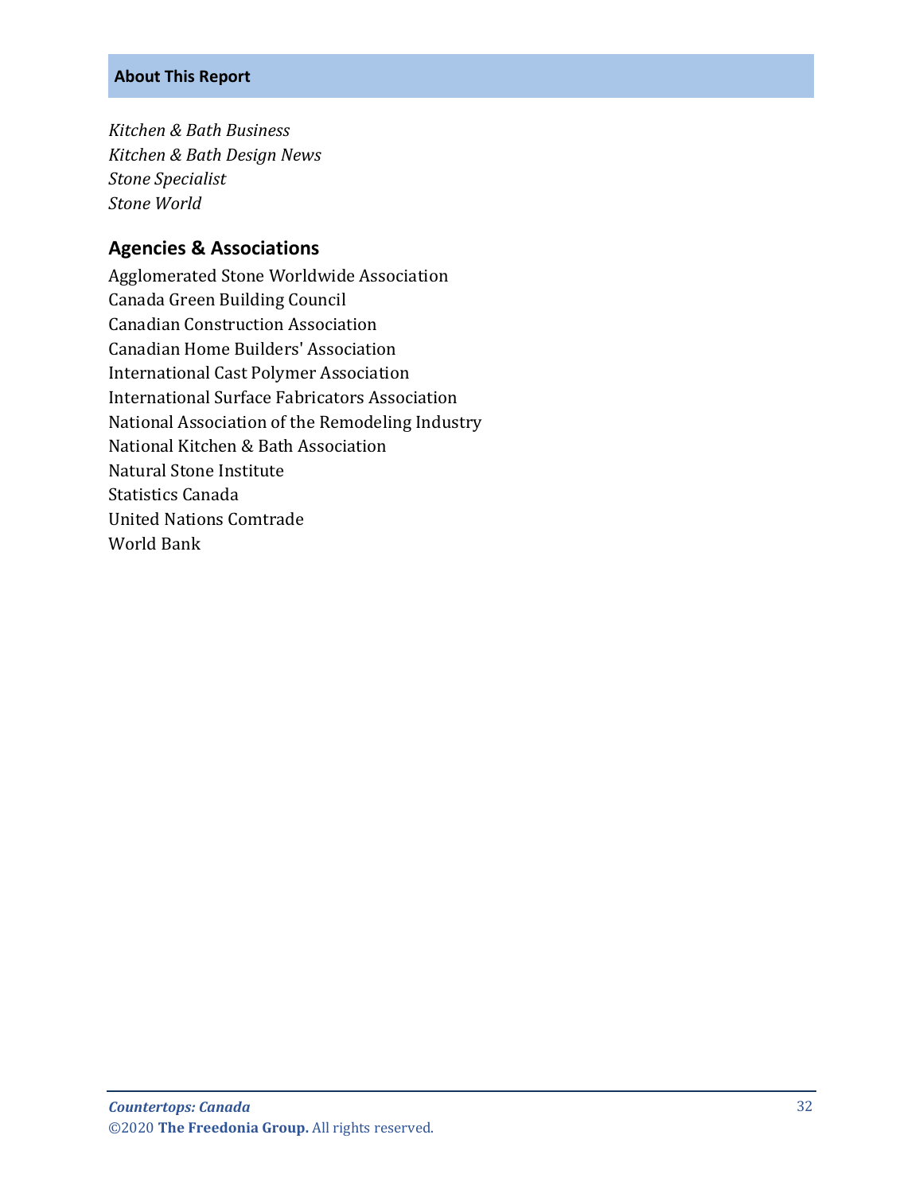*Kitchen & Bath Business*
*Kitchen & Bath Design News*
*Stone Specialist*
*Stone World*

## Agencies & Associations

Agglomerated Stone Worldwide Association
Canada Green Building Council
Canadian Construction Association
Canadian Home Builders' Association
International Cast Polymer Association
International Surface Fabricators Association
National Association of the Remodeling Industry
National Kitchen & Bath Association
Natural Stone Institute
Statistics Canada
United Nations Comtrade
World Bank